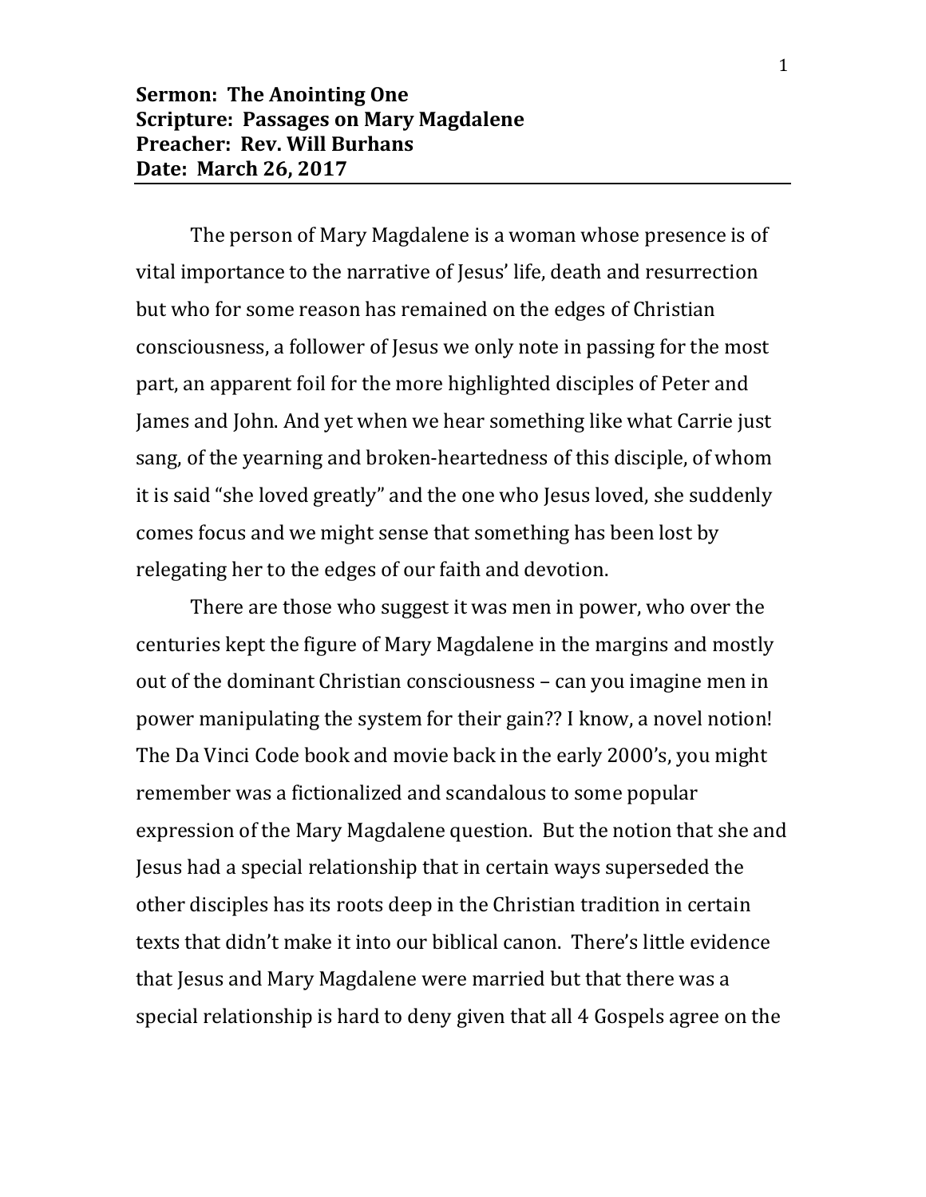**Sermon: The Anointing One**
**Scripture: Passages on Mary Magdalene**
**Preacher: Rev. Will Burhans**
**Date: March 26, 2017**

---

The person of Mary Magdalene is a woman whose presence is of vital importance to the narrative of Jesus' life, death and resurrection but who for some reason has remained on the edges of Christian consciousness, a follower of Jesus we only note in passing for the most part, an apparent foil for the more highlighted disciples of Peter and James and John. And yet when we hear something like what Carrie just sang, of the yearning and broken-heartedness of this disciple, of whom it is said "she loved greatly" and the one who Jesus loved, she suddenly comes focus and we might sense that something has been lost by relegating her to the edges of our faith and devotion.

There are those who suggest it was men in power, who over the centuries kept the figure of Mary Magdalene in the margins and mostly out of the dominant Christian consciousness – can you imagine men in power manipulating the system for their gain?? I know, a novel notion! The Da Vinci Code book and movie back in the early 2000's, you might remember was a fictionalized and scandalous to some popular expression of the Mary Magdalene question. But the notion that she and Jesus had a special relationship that in certain ways superseded the other disciples has its roots deep in the Christian tradition in certain texts that didn't make it into our biblical canon. There's little evidence that Jesus and Mary Magdalene were married but that there was a special relationship is hard to deny given that all 4 Gospels agree on the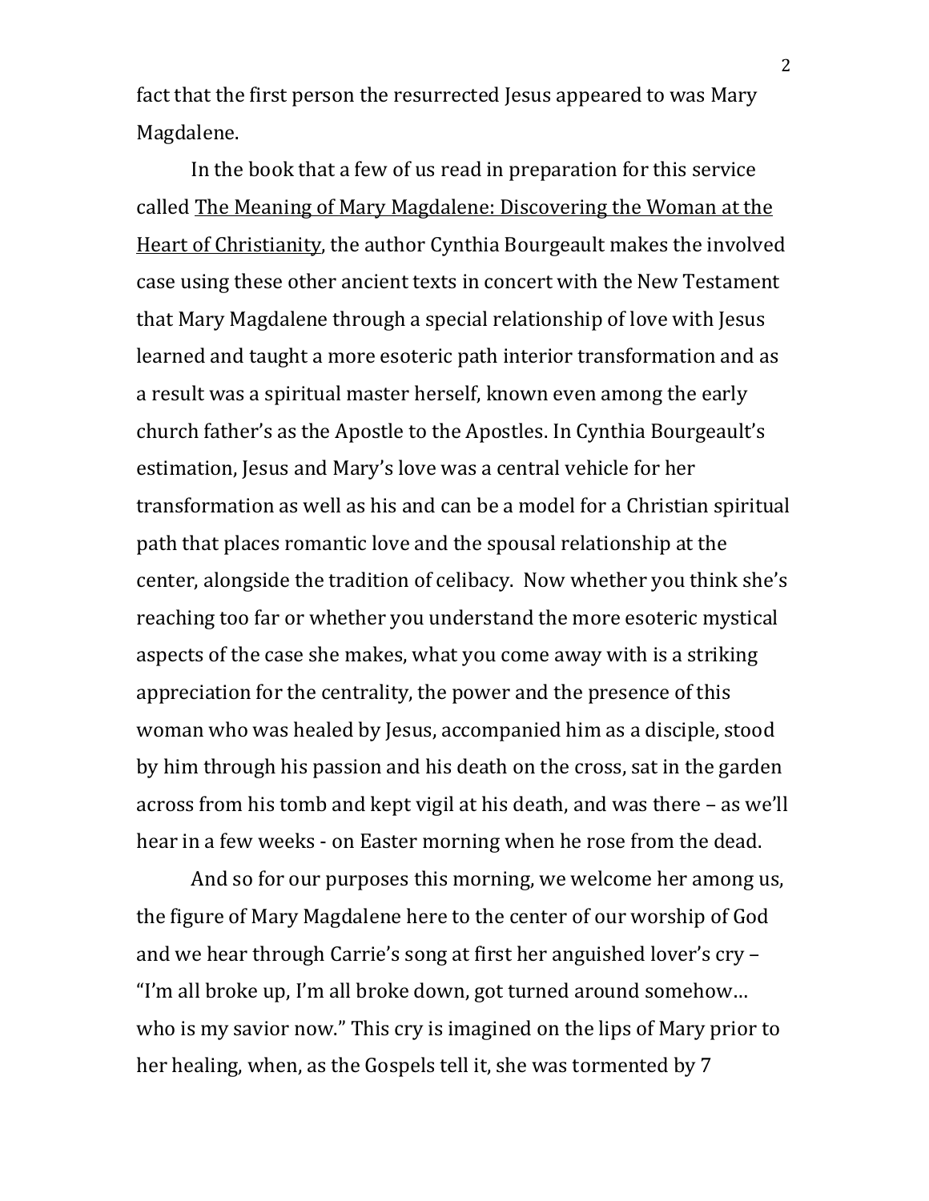fact that the first person the resurrected Jesus appeared to was Mary Magdalene.

In the book that a few of us read in preparation for this service called The Meaning of Mary Magdalene: Discovering the Woman at the Heart of Christianity, the author Cynthia Bourgeault makes the involved case using these other ancient texts in concert with the New Testament that Mary Magdalene through a special relationship of love with Jesus learned and taught a more esoteric path interior transformation and as a result was a spiritual master herself, known even among the early church father's as the Apostle to the Apostles. In Cynthia Bourgeault's estimation, Jesus and Mary's love was a central vehicle for her transformation as well as his and can be a model for a Christian spiritual path that places romantic love and the spousal relationship at the center, alongside the tradition of celibacy. Now whether you think she's reaching too far or whether you understand the more esoteric mystical aspects of the case she makes, what you come away with is a striking appreciation for the centrality, the power and the presence of this woman who was healed by Jesus, accompanied him as a disciple, stood by him through his passion and his death on the cross, sat in the garden across from his tomb and kept vigil at his death, and was there – as we'll hear in a few weeks - on Easter morning when he rose from the dead.

And so for our purposes this morning, we welcome her among us, the figure of Mary Magdalene here to the center of our worship of God and we hear through Carrie's song at first her anguished lover's cry – "I'm all broke up, I'm all broke down, got turned around somehow… who is my savior now." This cry is imagined on the lips of Mary prior to her healing, when, as the Gospels tell it, she was tormented by 7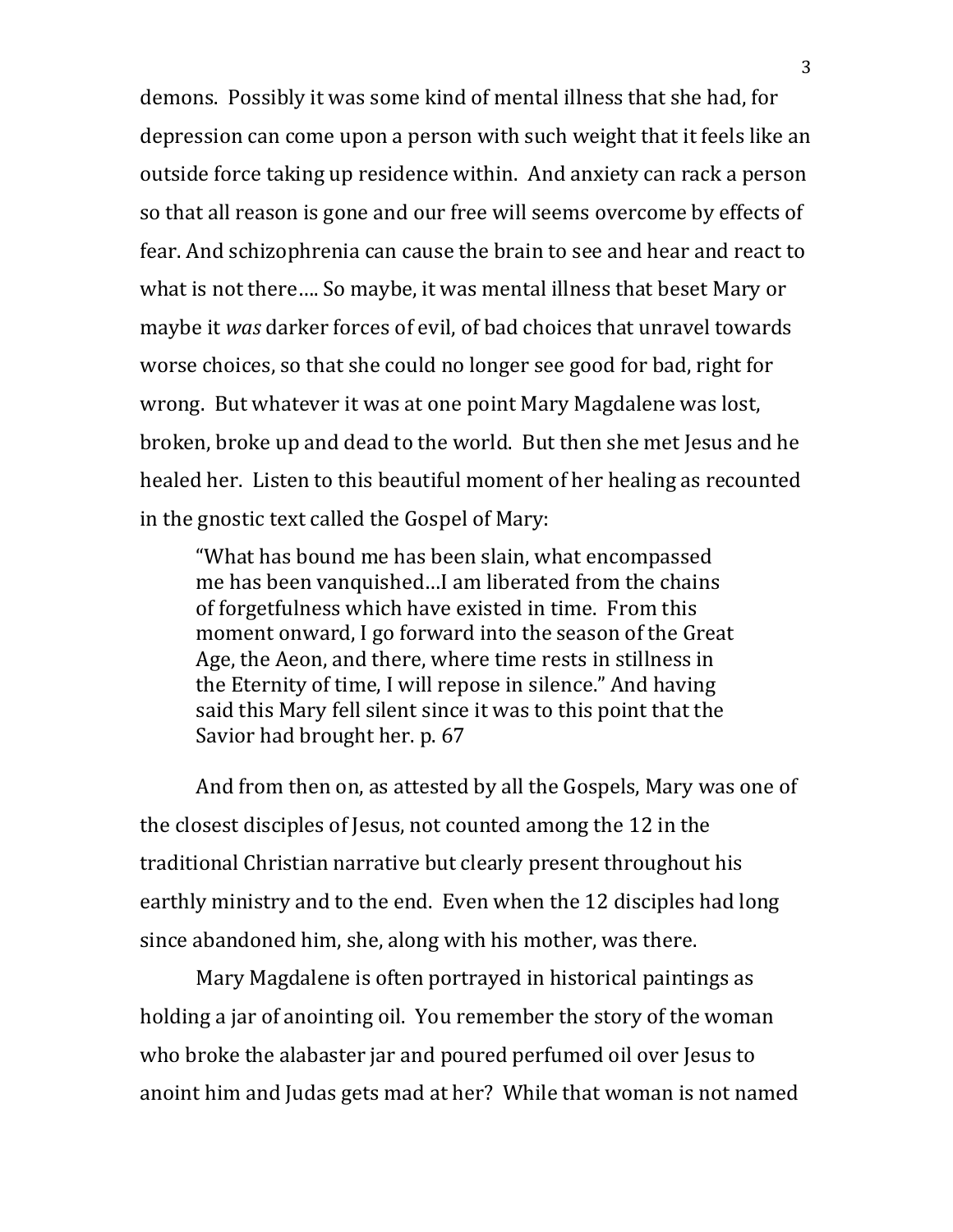demons. Possibly it was some kind of mental illness that she had, for depression can come upon a person with such weight that it feels like an outside force taking up residence within. And anxiety can rack a person so that all reason is gone and our free will seems overcome by effects of fear. And schizophrenia can cause the brain to see and hear and react to what is not there…. So maybe, it was mental illness that beset Mary or maybe it *was* darker forces of evil, of bad choices that unravel towards worse choices, so that she could no longer see good for bad, right for wrong. But whatever it was at one point Mary Magdalene was lost, broken, broke up and dead to the world. But then she met Jesus and he healed her. Listen to this beautiful moment of her healing as recounted in the gnostic text called the Gospel of Mary:

> "What has bound me has been slain, what encompassed me has been vanquished…I am liberated from the chains of forgetfulness which have existed in time. From this moment onward, I go forward into the season of the Great Age, the Aeon, and there, where time rests in stillness in the Eternity of time, I will repose in silence." And having said this Mary fell silent since it was to this point that the Savior had brought her. p. 67

And from then on, as attested by all the Gospels, Mary was one of the closest disciples of Jesus, not counted among the 12 in the traditional Christian narrative but clearly present throughout his earthly ministry and to the end. Even when the 12 disciples had long since abandoned him, she, along with his mother, was there.

Mary Magdalene is often portrayed in historical paintings as holding a jar of anointing oil. You remember the story of the woman who broke the alabaster jar and poured perfumed oil over Jesus to anoint him and Judas gets mad at her? While that woman is not named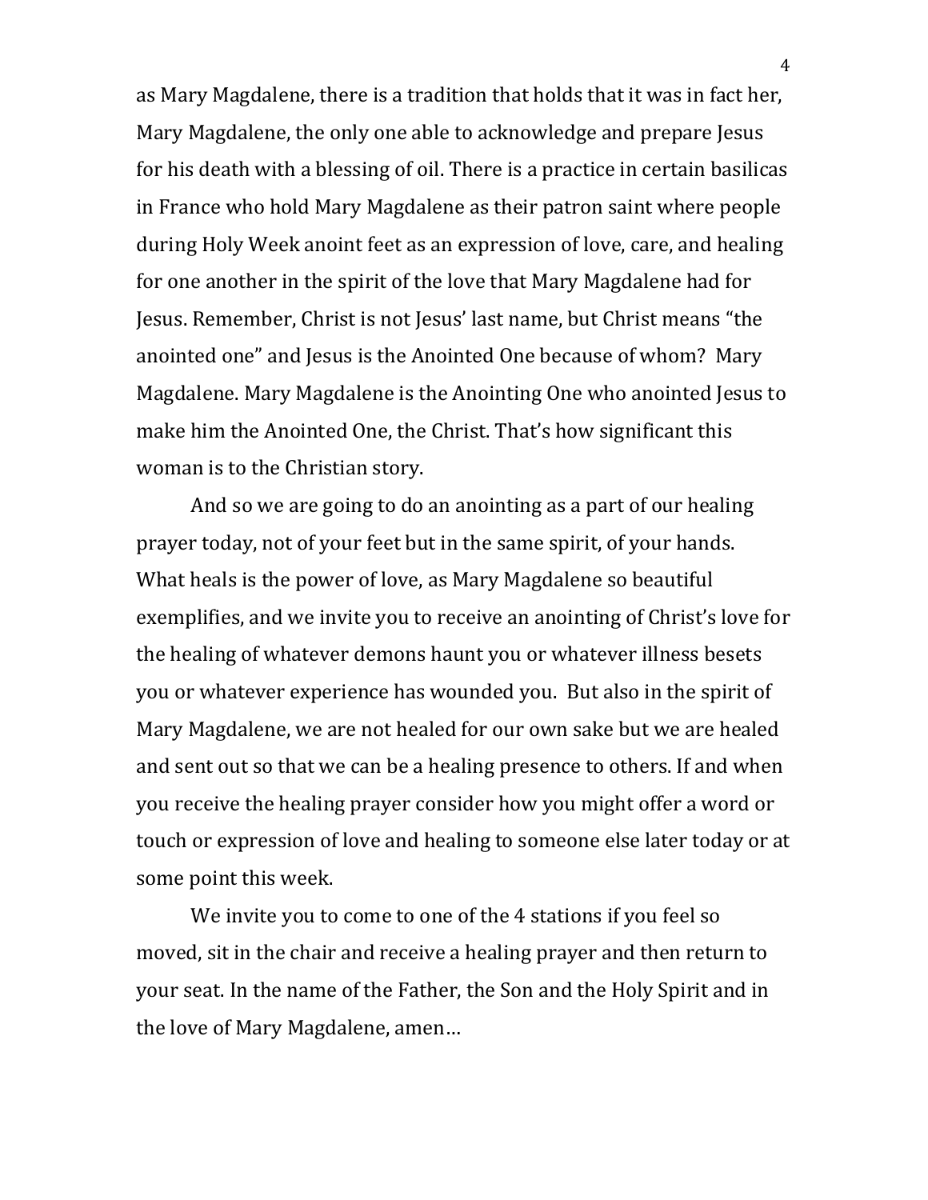as Mary Magdalene, there is a tradition that holds that it was in fact her, Mary Magdalene, the only one able to acknowledge and prepare Jesus for his death with a blessing of oil. There is a practice in certain basilicas in France who hold Mary Magdalene as their patron saint where people during Holy Week anoint feet as an expression of love, care, and healing for one another in the spirit of the love that Mary Magdalene had for Jesus. Remember, Christ is not Jesus' last name, but Christ means "the anointed one" and Jesus is the Anointed One because of whom? Mary Magdalene. Mary Magdalene is the Anointing One who anointed Jesus to make him the Anointed One, the Christ. That's how significant this woman is to the Christian story.

And so we are going to do an anointing as a part of our healing prayer today, not of your feet but in the same spirit, of your hands. What heals is the power of love, as Mary Magdalene so beautiful exemplifies, and we invite you to receive an anointing of Christ's love for the healing of whatever demons haunt you or whatever illness besets you or whatever experience has wounded you. But also in the spirit of Mary Magdalene, we are not healed for our own sake but we are healed and sent out so that we can be a healing presence to others. If and when you receive the healing prayer consider how you might offer a word or touch or expression of love and healing to someone else later today or at some point this week.

We invite you to come to one of the 4 stations if you feel so moved, sit in the chair and receive a healing prayer and then return to your seat. In the name of the Father, the Son and the Holy Spirit and in the love of Mary Magdalene, amen…